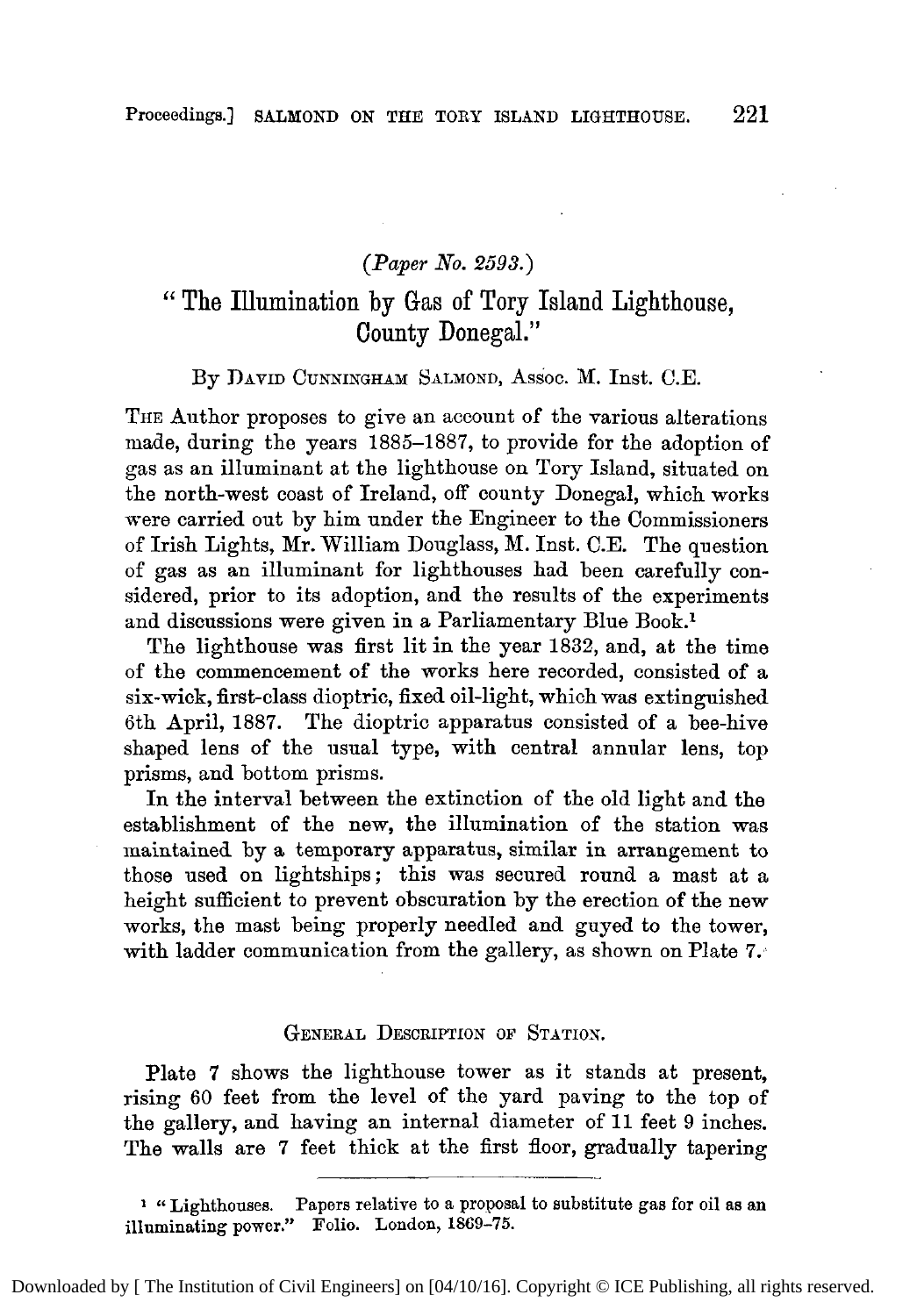(*Paper No. 2593.*)

# "The Illumination by Gas of Tory Island Lighthouse, County Donegal."

By David Cunningham Salmond, Assoc. M. Inst. C.E.

The Author proposes to give an account of the various alterations made, during the years 1885–1887, to provide for the adoption of gas as an illuminant at the lighthouse on Tory Island, situated on the north-west coast of Ireland, off county Donegal, which works were carried out by him under the Engineer to the Commissioners of Irish Lights, Mr. William Douglass, M. Inst. C.E. The question of gas as an illuminant for lighthouses had been carefully considered, prior to its adoption, and the results of the experiments and discussions were given in a Parliamentary Blue Book.[1]

The lighthouse was first lit in the year 1832, and, at the time of the commencement of the works here recorded, consisted of a six-wick, first-class dioptric, fixed oil-light, which was extinguished 6th April, 1887. The dioptric apparatus consisted of a bee-hive shaped lens of the usual type, with central annular lens, top prisms, and bottom prisms.

In the interval between the extinction of the old light and the establishment of the new, the illumination of the station was maintained by a temporary apparatus, similar in arrangement to those used on lightships; this was secured round a mast at a height sufficient to prevent obscuration by the erection of the new works, the mast being properly needled and guyed to the tower, with ladder communication from the gallery, as shown on Plate 7.

## General Description of Station.

Plate 7 shows the lighthouse tower as it stands at present, rising 60 feet from the level of the yard paving to the top of the gallery, and having an internal diameter of 11 feet 9 inches. The walls are 7 feet thick at the first floor, gradually tapering

[1] "Lighthouses. Papers relative to a proposal to substitute gas for oil as an illuminating power." Folio. London, 1869–75.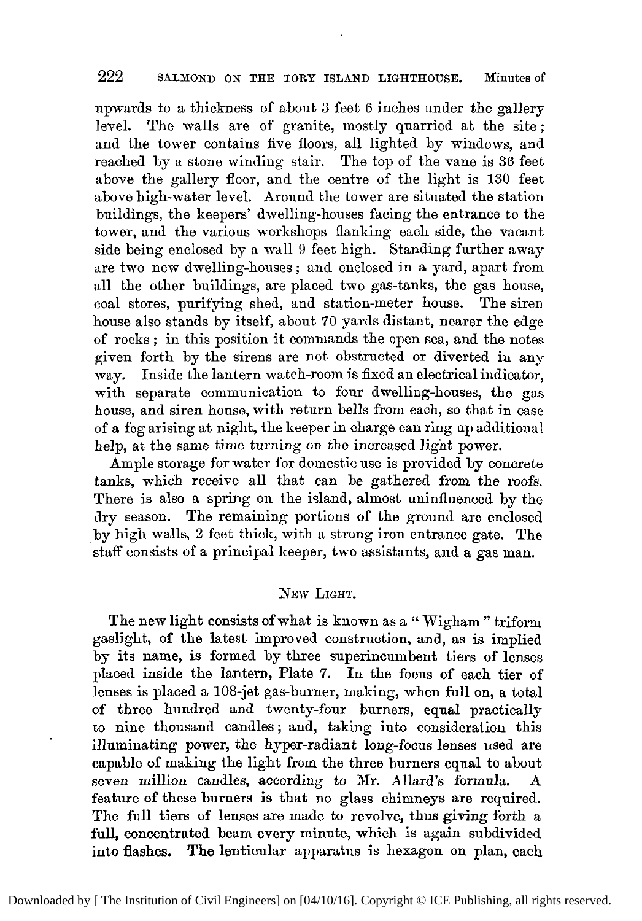upwards to a thickness of about 3 feet 6 inches under the gallery level. The walls are of granite, mostly quarried at the site; and the tower contains five floors, all lighted by windows, and reached by a stone winding stair. The top of the vane is 36 feet above the gallery floor, and the centre of the light is 130 feet above high-water level. Around the tower are situated the station buildings, the keepers' dwelling-houses facing the entrance to the tower, and the various workshops flanking each side, the vacant side being enclosed by a wall 9 feet high. Standing further away are two new dwelling-houses; and enclosed in a yard, apart from all the other buildings, are placed two gas-tanks, the gas house, coal stores, purifying shed, and station-meter house. The siren house also stands by itself, about 70 yards distant, nearer the edge of rocks; in this position it commands the open sea, and the notes given forth by the sirens are not obstructed or diverted in any way. Inside the lantern watch-room is fixed an electrical indicator, with separate communication to four dwelling-houses, the gas house, and siren house, with return bells from each, so that in case of a fog arising at night, the keeper in charge can ring up additional help, at the same time turning on the increased light power.

Ample storage for water for domestic use is provided by concrete tanks, which receive all that can be gathered from the roofs. There is also a spring on the island, almost uninfluenced by the dry season. The remaining portions of the ground are enclosed by high walls, 2 feet thick, with a strong iron entrance gate. The staff consists of a principal keeper, two assistants, and a gas man.

## New Light.

The new light consists of what is known as a "Wigham" triform gaslight, of the latest improved construction, and, as is implied by its name, is formed by three superincumbent tiers of lenses placed inside the lantern, Plate 7. In the focus of each tier of lenses is placed a 108-jet gas-burner, making, when full on, a total of three hundred and twenty-four burners, equal practically to nine thousand candles; and, taking into consideration this illuminating power, the hyper-radiant long-focus lenses used are capable of making the light from the three burners equal to about seven million candles, according to Mr. Allard's formula. A feature of these burners is that no glass chimneys are required. The full tiers of lenses are made to revolve, thus giving forth a full, concentrated beam every minute, which is again subdivided into flashes. The lenticular apparatus is hexagon on plan, each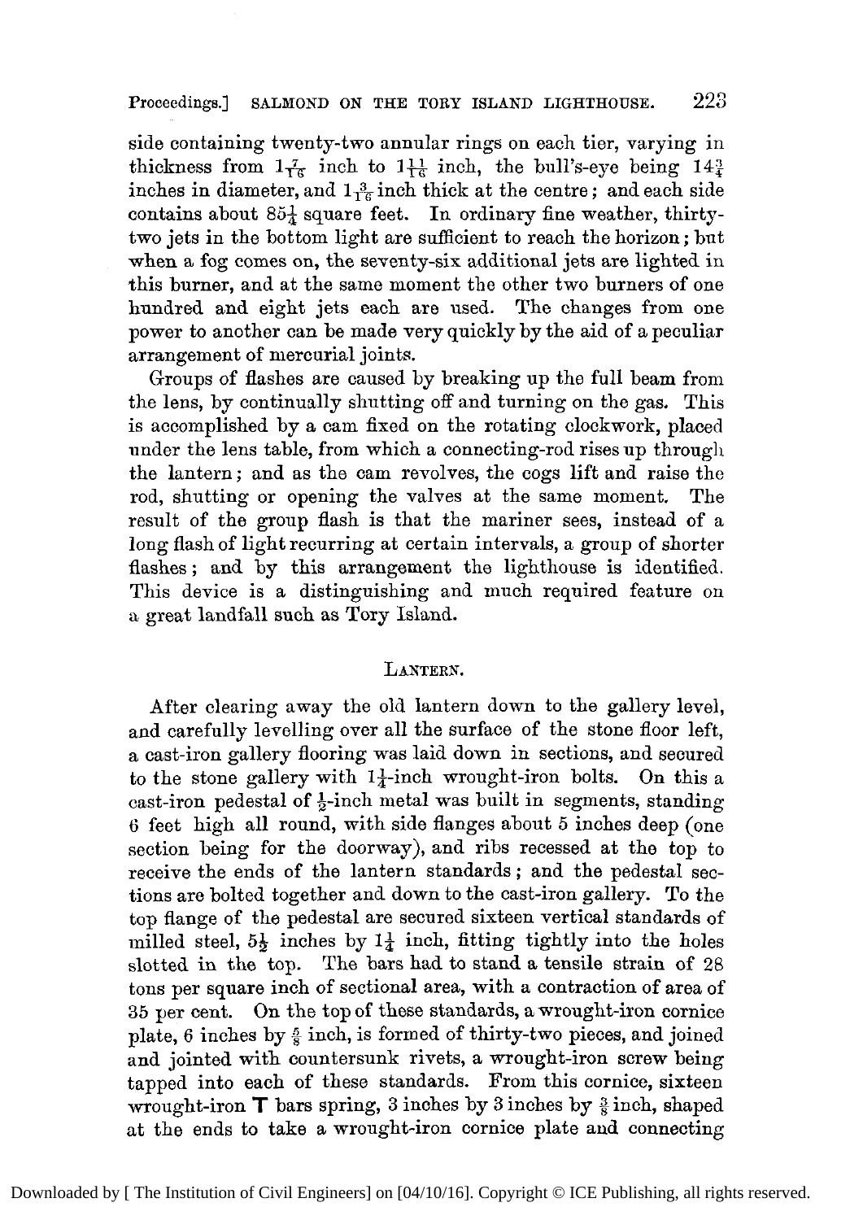side containing twenty-two annular rings on each tier, varying in thickness from $1\frac{7}{16}$ inch to $1\frac{11}{16}$ inch, the bull's-eye being $14\frac{3}{4}$ inches in diameter, and $1\frac{3}{16}$ inch thick at the centre; and each side contains about $85\frac{1}{4}$ square feet. In ordinary fine weather, thirty-two jets in the bottom light are sufficient to reach the horizon; but when a fog comes on, the seventy-six additional jets are lighted in this burner, and at the same moment the other two burners of one hundred and eight jets each are used. The changes from one power to another can be made very quickly by the aid of a peculiar arrangement of mercurial joints.

Groups of flashes are caused by breaking up the full beam from the lens, by continually shutting off and turning on the gas. This is accomplished by a cam fixed on the rotating clockwork, placed under the lens table, from which a connecting-rod rises up through the lantern; and as the cam revolves, the cogs lift and raise the rod, shutting or opening the valves at the same moment. The result of the group flash is that the mariner sees, instead of a long flash of light recurring at certain intervals, a group of shorter flashes; and by this arrangement the lighthouse is identified. This device is a distinguishing and much required feature on a great landfall such as Tory Island.

## Lantern.

After clearing away the old lantern down to the gallery level, and carefully levelling over all the surface of the stone floor left, a cast-iron gallery flooring was laid down in sections, and secured to the stone gallery with $1\frac{1}{4}$-inch wrought-iron bolts. On this a cast-iron pedestal of $\frac{1}{2}$-inch metal was built in segments, standing 6 feet high all round, with side flanges about 5 inches deep (one section being for the doorway), and ribs recessed at the top to receive the ends of the lantern standards; and the pedestal sections are bolted together and down to the cast-iron gallery. To the top flange of the pedestal are secured sixteen vertical standards of milled steel, $5\frac{1}{2}$ inches by $1\frac{1}{4}$ inch, fitting tightly into the holes slotted in the top. The bars had to stand a tensile strain of 28 tons per square inch of sectional area, with a contraction of area of 35 per cent. On the top of these standards, a wrought-iron cornice plate, 6 inches by $\frac{5}{8}$ inch, is formed of thirty-two pieces, and joined and jointed with countersunk rivets, a wrought-iron screw being tapped into each of these standards. From this cornice, sixteen wrought-iron **T** bars spring, 3 inches by 3 inches by $\frac{3}{8}$ inch, shaped at the ends to take a wrought-iron cornice plate and connecting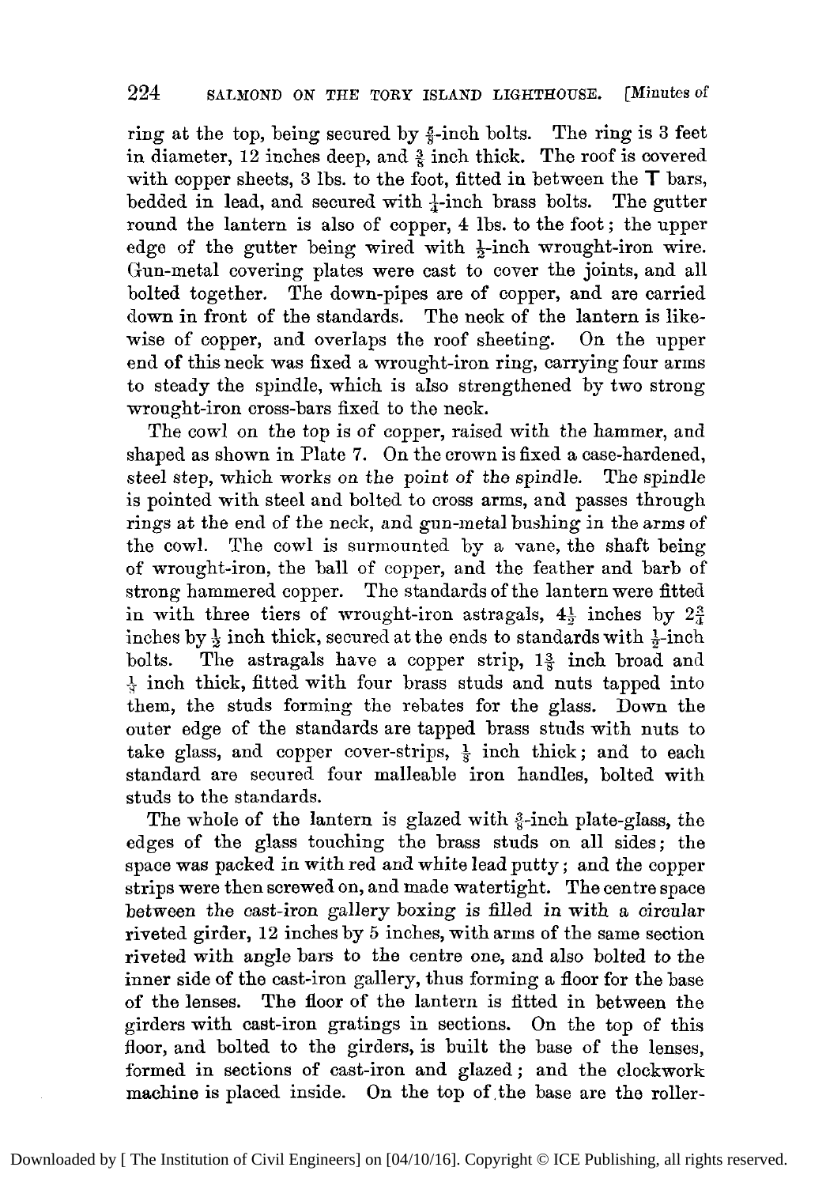ring at the top, being secured by $\frac{5}{8}$-inch bolts. The ring is 3 feet in diameter, 12 inches deep, and $\frac{3}{8}$ inch thick. The roof is covered with copper sheets, 3 lbs. to the foot, fitted in between the **T** bars, bedded in lead, and secured with $\frac{1}{4}$-inch brass bolts. The gutter round the lantern is also of copper, 4 lbs. to the foot; the upper edge of the gutter being wired with $\frac{1}{2}$-inch wrought-iron wire. Gun-metal covering plates were cast to cover the joints, and all bolted together. The down-pipes are of copper, and are carried down in front of the standards. The neck of the lantern is likewise of copper, and overlaps the roof sheeting. On the upper end of this neck was fixed a wrought-iron ring, carrying four arms to steady the spindle, which is also strengthened by two strong wrought-iron cross-bars fixed to the neck.

The cowl on the top is of copper, raised with the hammer, and shaped as shown in Plate 7. On the crown is fixed a case-hardened, steel step, which works on the point of the spindle. The spindle is pointed with steel and bolted to cross arms, and passes through rings at the end of the neck, and gun-metal bushing in the arms of the cowl. The cowl is surmounted by a vane, the shaft being of wrought-iron, the ball of copper, and the feather and barb of strong hammered copper. The standards of the lantern were fitted in with three tiers of wrought-iron astragals, $4\frac{1}{2}$ inches by $2\frac{3}{4}$ inches by $\frac{1}{2}$ inch thick, secured at the ends to standards with $\frac{1}{2}$-inch bolts. The astragals have a copper strip, $1\frac{3}{8}$ inch broad and $\frac{1}{8}$ inch thick, fitted with four brass studs and nuts tapped into them, the studs forming the rebates for the glass. Down the outer edge of the standards are tapped brass studs with nuts to take glass, and copper cover-strips, $\frac{1}{8}$ inch thick; and to each standard are secured four malleable iron handles, bolted with studs to the standards.

The whole of the lantern is glazed with $\frac{3}{8}$-inch plate-glass, the edges of the glass touching the brass studs on all sides; the space was packed in with red and white lead putty; and the copper strips were then screwed on, and made watertight. The centre space between the cast-iron gallery boxing is filled in with a circular riveted girder, 12 inches by 5 inches, with arms of the same section riveted with angle bars to the centre one, and also bolted to the inner side of the cast-iron gallery, thus forming a floor for the base of the lenses. The floor of the lantern is fitted in between the girders with cast-iron gratings in sections. On the top of this floor, and bolted to the girders, is built the base of the lenses, formed in sections of cast-iron and glazed; and the clockwork machine is placed inside. On the top of the base are the roller-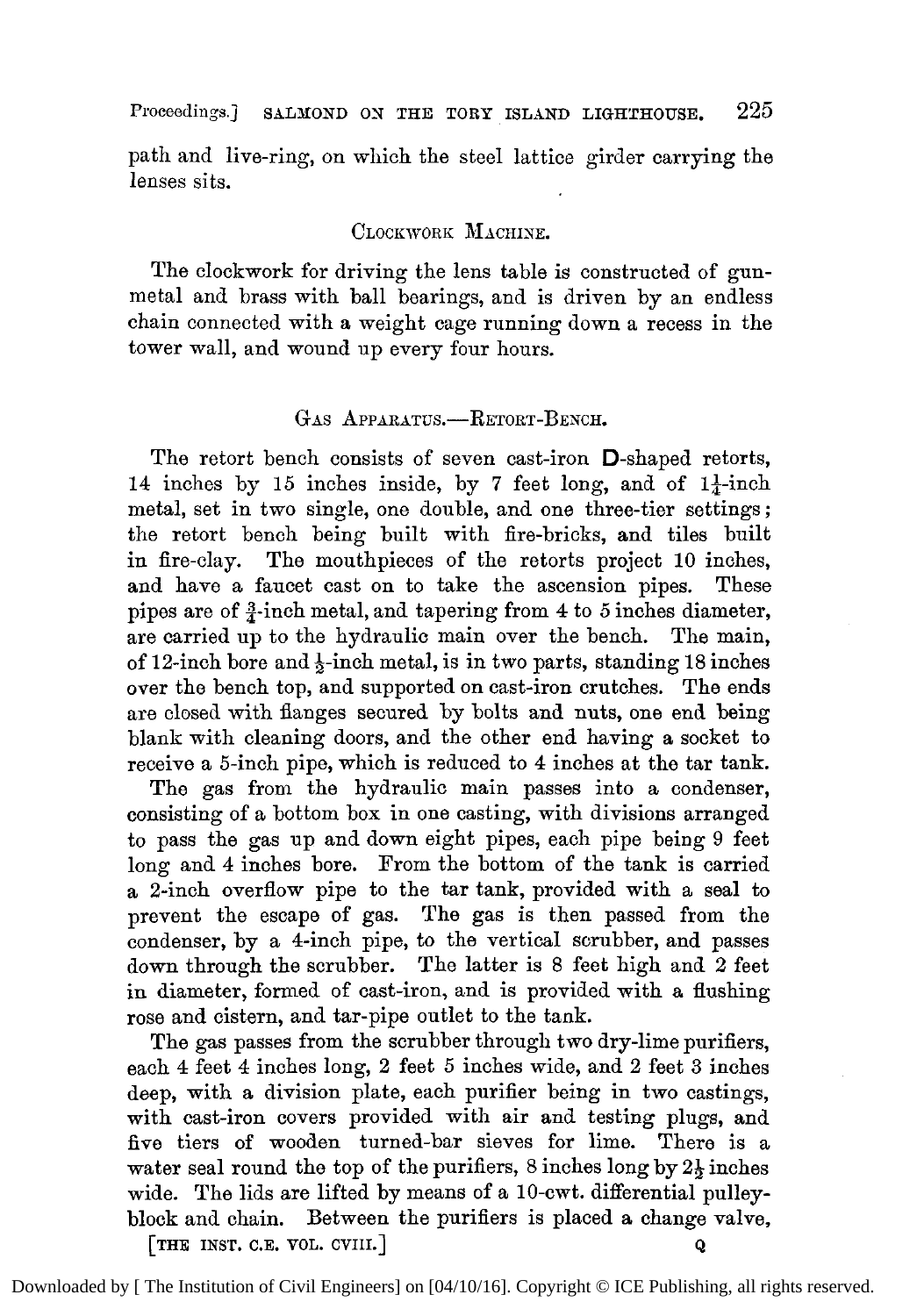path and live-ring, on which the steel lattice girder carrying the lenses sits.

### Clockwork Machine.

The clockwork for driving the lens table is constructed of gun-metal and brass with ball bearings, and is driven by an endless chain connected with a weight cage running down a recess in the tower wall, and wound up every four hours.

### Gas Apparatus.—Retort-Bench.

The retort bench consists of seven cast-iron D-shaped retorts, 14 inches by 15 inches inside, by 7 feet long, and of $1\frac{1}{4}$-inch metal, set in two single, one double, and one three-tier settings; the retort bench being built with fire-bricks, and tiles built in fire-clay. The mouthpieces of the retorts project 10 inches, and have a faucet cast on to take the ascension pipes. These pipes are of $\frac{3}{4}$-inch metal, and tapering from 4 to 5 inches diameter, are carried up to the hydraulic main over the bench. The main, of 12-inch bore and $\frac{1}{2}$-inch metal, is in two parts, standing 18 inches over the bench top, and supported on cast-iron crutches. The ends are closed with flanges secured by bolts and nuts, one end being blank with cleaning doors, and the other end having a socket to receive a 5-inch pipe, which is reduced to 4 inches at the tar tank.

The gas from the hydraulic main passes into a condenser, consisting of a bottom box in one casting, with divisions arranged to pass the gas up and down eight pipes, each pipe being 9 feet long and 4 inches bore. From the bottom of the tank is carried a 2-inch overflow pipe to the tar tank, provided with a seal to prevent the escape of gas. The gas is then passed from the condenser, by a 4-inch pipe, to the vertical scrubber, and passes down through the scrubber. The latter is 8 feet high and 2 feet in diameter, formed of cast-iron, and is provided with a flushing rose and cistern, and tar-pipe outlet to the tank.

The gas passes from the scrubber through two dry-lime purifiers, each 4 feet 4 inches long, 2 feet 5 inches wide, and 2 feet 3 inches deep, with a division plate, each purifier being in two castings, with cast-iron covers provided with air and testing plugs, and five tiers of wooden turned-bar sieves for lime. There is a water seal round the top of the purifiers, 8 inches long by $2\frac{1}{2}$ inches wide. The lids are lifted by means of a 10-cwt. differential pulley-block and chain. Between the purifiers is placed a change valve,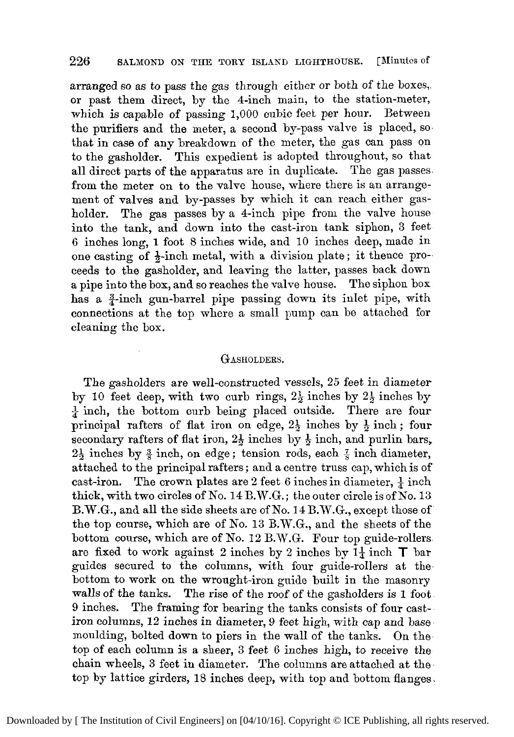arranged so as to pass the gas through either or both of the boxes, or past them direct, by the 4-inch main, to the station-meter, which is capable of passing 1,000 cubic feet per hour. Between the purifiers and the meter, a second by-pass valve is placed, so that in case of any breakdown of the meter, the gas can pass on to the gasholder. This expedient is adopted throughout, so that all direct parts of the apparatus are in duplicate. The gas passes from the meter on to the valve house, where there is an arrangement of valves and by-passes by which it can reach either gasholder. The gas passes by a 4-inch pipe from the valve house into the tank, and down into the cast-iron tank siphon, 3 feet 6 inches long, 1 foot 8 inches wide, and 10 inches deep, made in one casting of ½-inch metal, with a division plate; it thence proceeds to the gasholder, and leaving the latter, passes back down a pipe into the box, and so reaches the valve house. The siphon box has a ¾-inch gun-barrel pipe passing down its inlet pipe, with connections at the top where a small pump can be attached for cleaning the box.

## Gasholders.

The gasholders are well-constructed vessels, 25 feet in diameter by 10 feet deep, with two curb rings, 2½ inches by 2½ inches by ¼ inch, the bottom curb being placed outside. There are four principal rafters of flat iron on edge, 2½ inches by ½ inch; four secondary rafters of flat iron, 2½ inches by ½ inch, and purlin bars, 2½ inches by ⅜ inch, on edge; tension rods, each ⅞ inch diameter, attached to the principal rafters; and a centre truss cap, which is of cast-iron. The crown plates are 2 feet 6 inches in diameter, ¼ inch thick, with two circles of No. 14 B.W.G.; the outer circle is of No. 13 B.W.G., and all the side sheets are of No. 14 B.W.G., except those of the top course, which are of No. 13 B.W.G., and the sheets of the bottom course, which are of No. 12 B.W.G. Four top guide-rollers are fixed to work against 2 inches by 2 inches by 1¼ inch T bar guides secured to the columns, with four guide-rollers at the bottom to work on the wrought-iron guide built in the masonry walls of the tanks. The rise of the roof of the gasholders is 1 foot 9 inches. The framing for bearing the tanks consists of four cast-iron columns, 12 inches in diameter, 9 feet high, with cap and base moulding, bolted down to piers in the wall of the tanks. On the top of each column is a sheer, 3 feet 6 inches high, to receive the chain wheels, 3 feet in diameter. The columns are attached at the top by lattice girders, 18 inches deep, with top and bottom flanges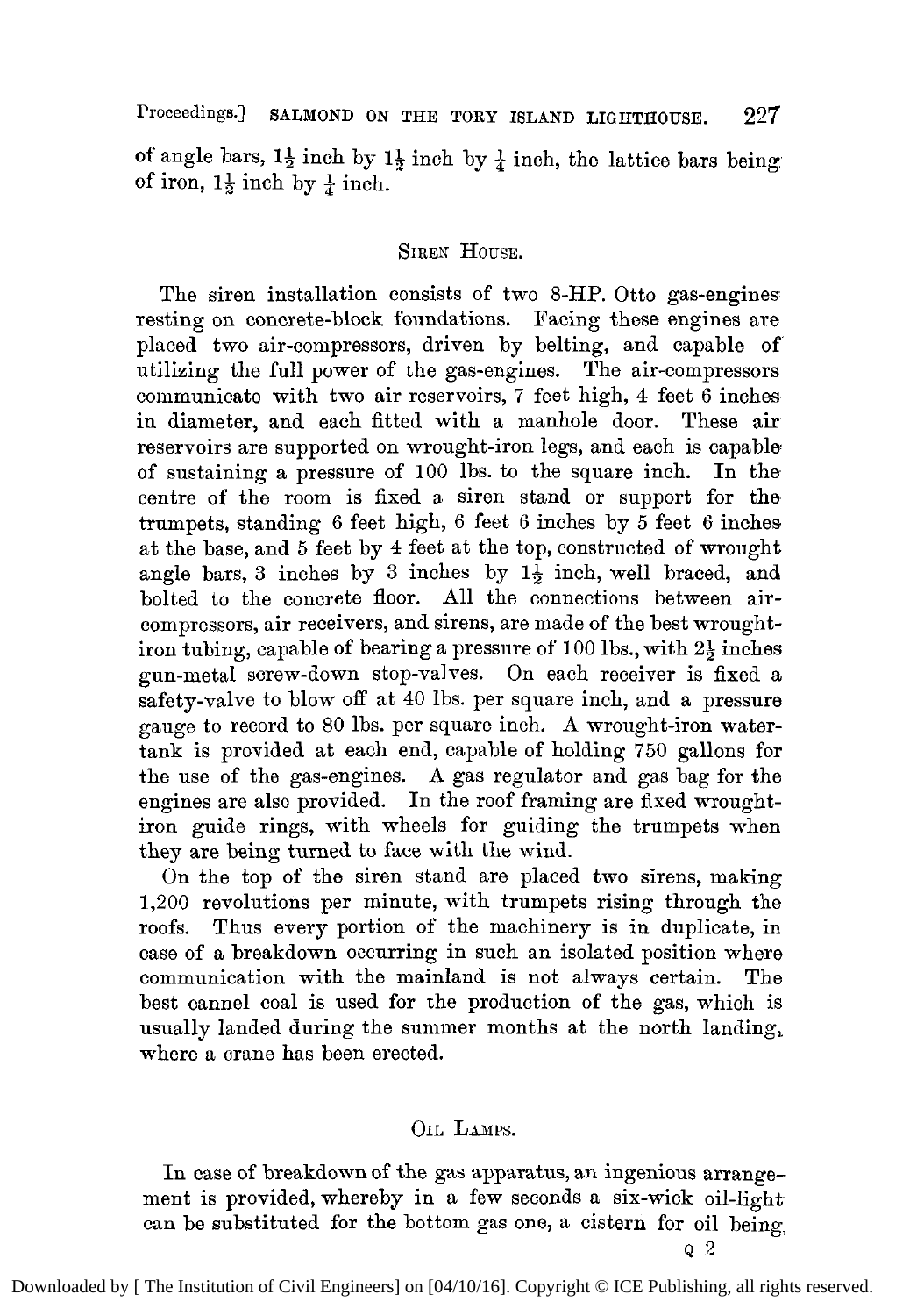of angle bars, $1\frac{1}{2}$ inch by $1\frac{1}{2}$ inch by $\frac{1}{4}$ inch, the lattice bars being of iron, $1\frac{1}{2}$ inch by $\frac{1}{4}$ inch.

## Siren House.

The siren installation consists of two 8-HP. Otto gas-engines resting on concrete-block foundations. Facing these engines are placed two air-compressors, driven by belting, and capable of utilizing the full power of the gas-engines. The air-compressors communicate with two air reservoirs, 7 feet high, 4 feet 6 inches in diameter, and each fitted with a manhole door. These air reservoirs are supported on wrought-iron legs, and each is capable of sustaining a pressure of 100 lbs. to the square inch. In the centre of the room is fixed a siren stand or support for the trumpets, standing 6 feet high, 6 feet 6 inches by 5 feet 6 inches at the base, and 5 feet by 4 feet at the top, constructed of wrought angle bars, 3 inches by 3 inches by $1\frac{1}{2}$ inch, well braced, and bolted to the concrete floor. All the connections between air-compressors, air receivers, and sirens, are made of the best wrought-iron tubing, capable of bearing a pressure of 100 lbs., with $2\frac{1}{2}$ inches gun-metal screw-down stop-valves. On each receiver is fixed a safety-valve to blow off at 40 lbs. per square inch, and a pressure gauge to record to 80 lbs. per square inch. A wrought-iron water-tank is provided at each end, capable of holding 750 gallons for the use of the gas-engines. A gas regulator and gas bag for the engines are also provided. In the roof framing are fixed wrought-iron guide rings, with wheels for guiding the trumpets when they are being turned to face with the wind.

On the top of the siren stand are placed two sirens, making 1,200 revolutions per minute, with trumpets rising through the roofs. Thus every portion of the machinery is in duplicate, in case of a breakdown occurring in such an isolated position where communication with the mainland is not always certain. The best cannel coal is used for the production of the gas, which is usually landed during the summer months at the north landing, where a crane has been erected.

## Oil Lamps.

In case of breakdown of the gas apparatus, an ingenious arrangement is provided, whereby in a few seconds a six-wick oil-light can be substituted for the bottom gas one, a cistern for oil being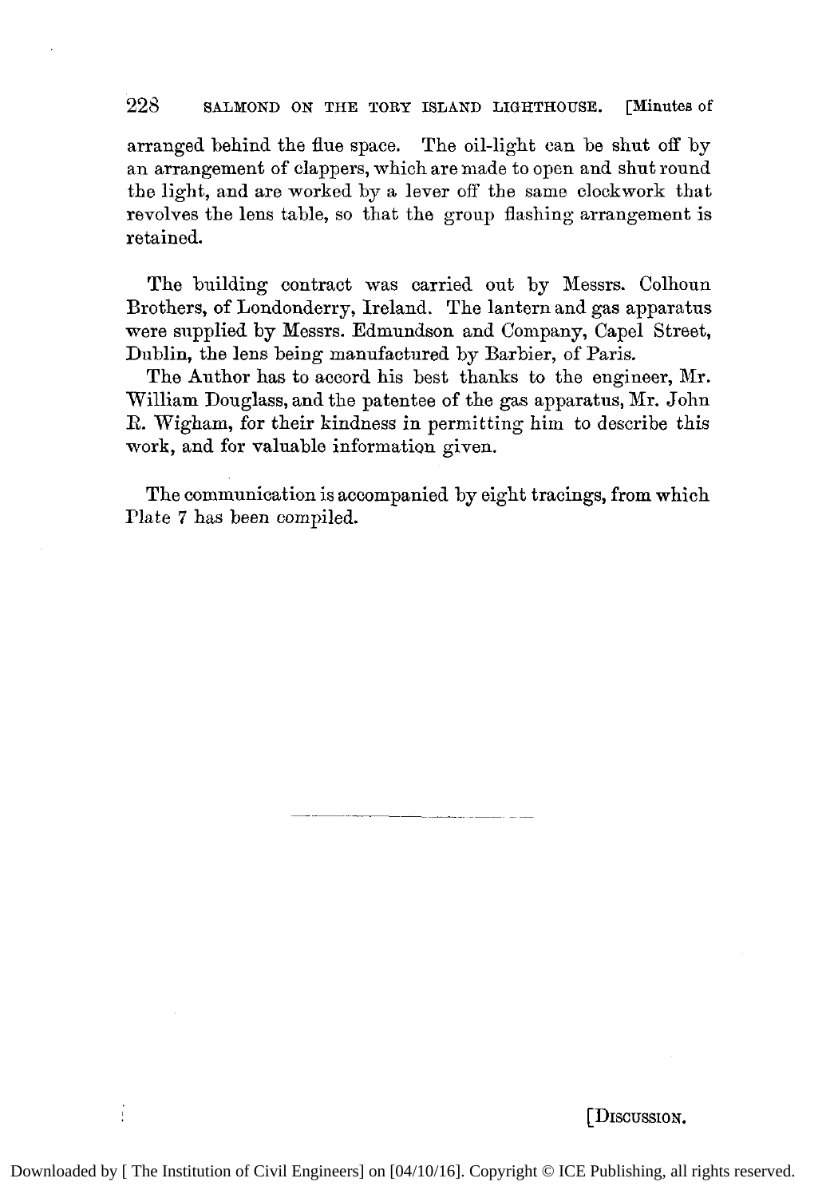arranged behind the flue space. The oil-light can be shut off by an arrangement of clappers, which are made to open and shut round the light, and are worked by a lever off the same clockwork that revolves the lens table, so that the group flashing arrangement is retained.

The building contract was carried out by Messrs. Colhoun Brothers, of Londonderry, Ireland. The lantern and gas apparatus were supplied by Messrs. Edmundson and Company, Capel Street, Dublin, the lens being manufactured by Barbier, of Paris.

The Author has to accord his best thanks to the engineer, Mr. William Douglass, and the patentee of the gas apparatus, Mr. John R. Wigham, for their kindness in permitting him to describe this work, and for valuable information given.

The communication is accompanied by eight tracings, from which Plate 7 has been compiled.

---

[Discussion.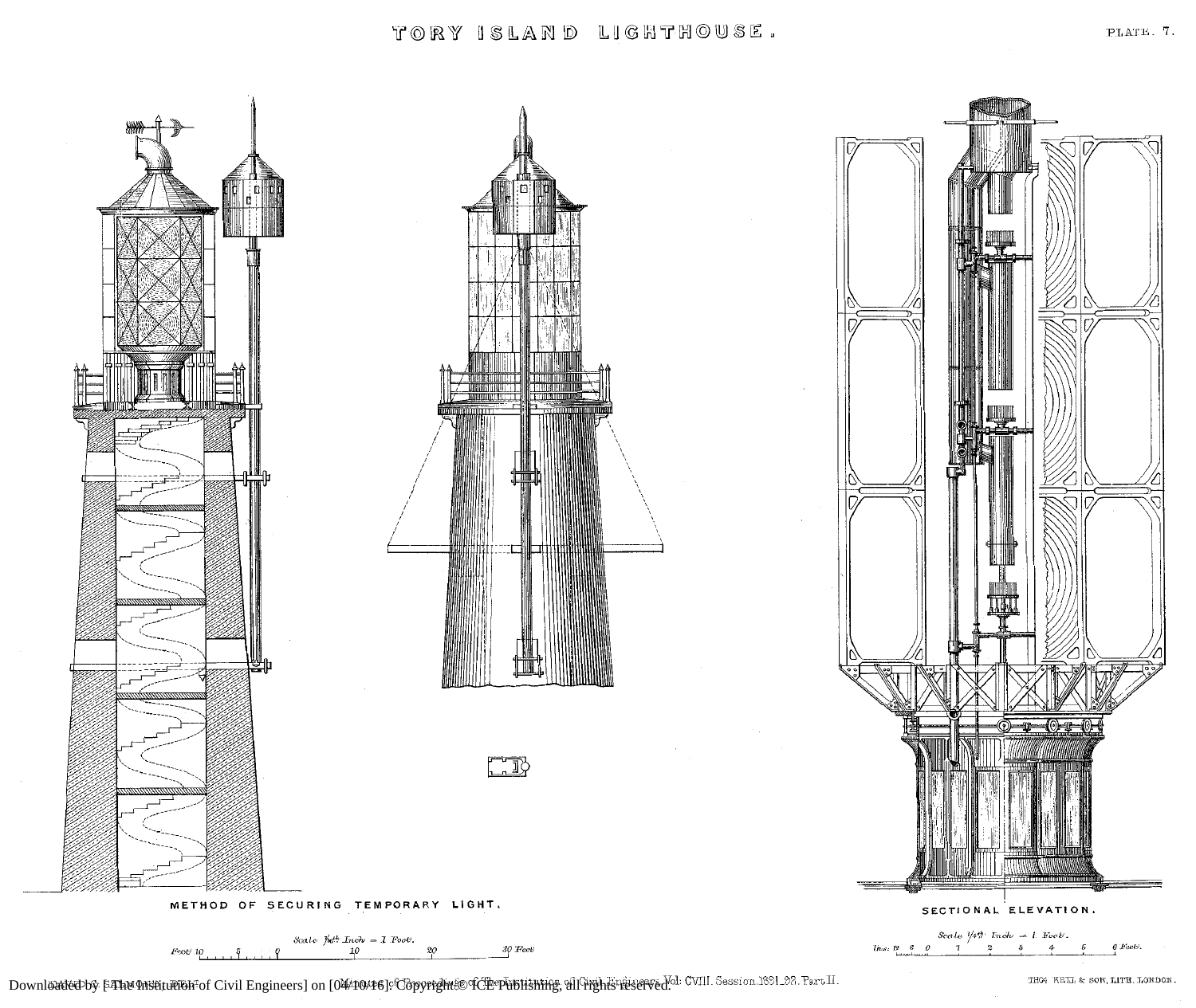# TORY ISLAND LIGHTHOUSE.

PLATE. 7.

METHOD OF SECURING TEMPORARY LIGHT.

Scale 1/16th Inch = 1 Foot.

Feet 10 5 0 10 20 30 Feet

SECTIONAL ELEVATION.

Scale 1/4th Inch = 1 Foot.

Ins. 12 6 0 1 2 3 4 5 6 Feet.

Minutes of Proceedings of The Institution of Civil Engineers. Vol. CVIII. Session 1891-92. Part II.

THOS KELL & SON, LITH. LONDON.